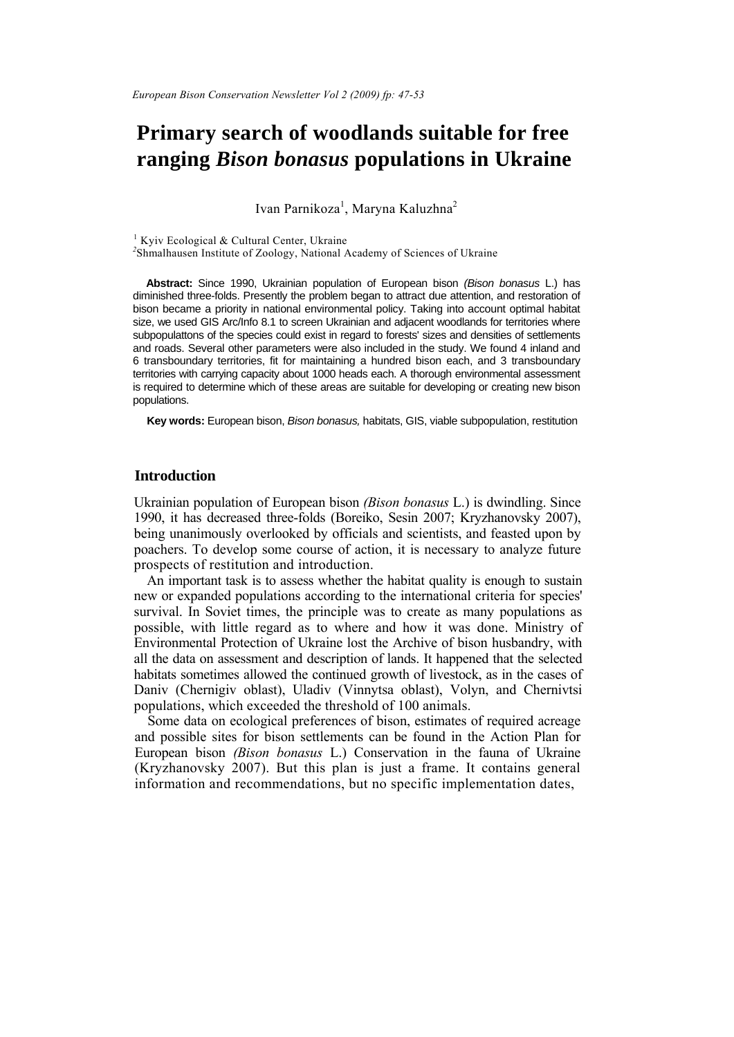# Primary search of woodlands suitable for free ranging *Bison bonasus* populations in Ukraine

Ivan Parnikoza[1], Maryna Kaluzhna[2]

[1] Kyiv Ecological & Cultural Center, Ukraine
[2]Shmalhausen Institute of Zoology, National Academy of Sciences of Ukraine

**Abstract:** Since 1990, Ukrainian population of European bison *(Bison bonasus* L.) has diminished three-folds. Presently the problem began to attract due attention, and restoration of bison became a priority in national environmental policy. Taking into account optimal habitat size, we used GIS Arc/Info 8.1 to screen Ukrainian and adjacent woodlands for territories where subpopulattons of the species could exist in regard to forests' sizes and densities of settlements and roads. Several other parameters were also included in the study. We found 4 inland and 6 transboundary territories, fit for maintaining a hundred bison each, and 3 transboundary territories with carrying capacity about 1000 heads each. A thorough environmental assessment is required to determine which of these areas are suitable for developing or creating new bison populations.

**Key words:** European bison, *Bison bonasus,* habitats, GIS, viable subpopulation, restitution

## Introduction

Ukrainian population of European bison *(Bison bonasus* L.) is dwindling. Since 1990, it has decreased three-folds (Boreiko, Sesin 2007; Kryzhanovsky 2007), being unanimously overlooked by officials and scientists, and feasted upon by poachers. To develop some course of action, it is necessary to analyze future prospects of restitution and introduction.

An important task is to assess whether the habitat quality is enough to sustain new or expanded populations according to the international criteria for species' survival. In Soviet times, the principle was to create as many populations as possible, with little regard as to where and how it was done. Ministry of Environmental Protection of Ukraine lost the Archive of bison husbandry, with all the data on assessment and description of lands. It happened that the selected habitats sometimes allowed the continued growth of livestock, as in the cases of Daniv (Chernigiv oblast), Uladiv (Vinnytsa oblast), Volyn, and Chernivtsi populations, which exceeded the threshold of 100 animals.

Some data on ecological preferences of bison, estimates of required acreage and possible sites for bison settlements can be found in the Action Plan for European bison *(Bison bonasus* L.) Conservation in the fauna of Ukraine (Kryzhanovsky 2007). But this plan is just a frame. It contains general information and recommendations, but no specific implementation dates,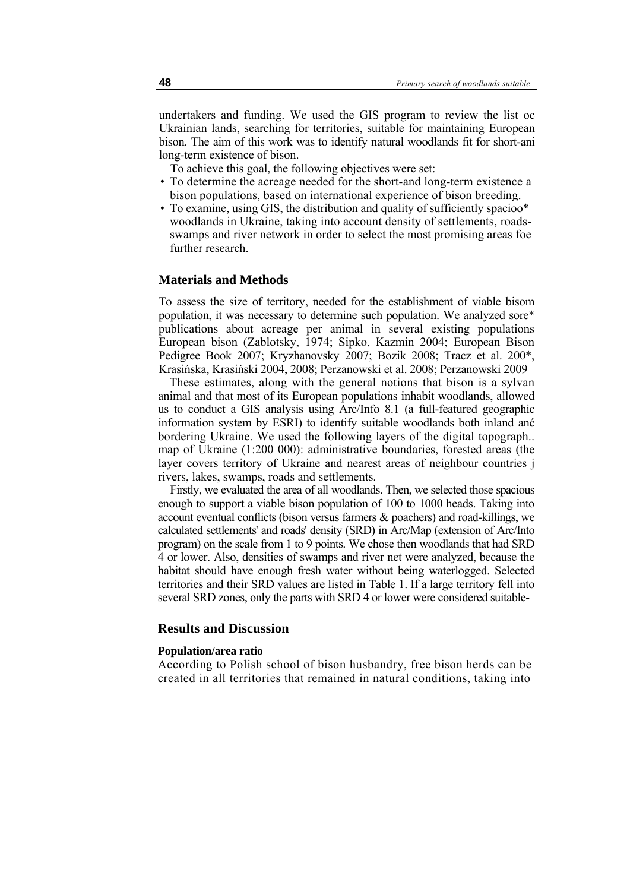undertakers and funding. We used the GIS program to review the list oc Ukrainian lands, searching for territories, suitable for maintaining European bison. The aim of this work was to identify natural woodlands fit for short-ani long-term existence of bison.

To achieve this goal, the following objectives were set:

- To determine the acreage needed for the short-and long-term existence a bison populations, based on international experience of bison breeding.
- To examine, using GIS, the distribution and quality of sufficiently spacioo* woodlands in Ukraine, taking into account density of settlements, roads-swamps and river network in order to select the most promising areas foe further research.

## Materials and Methods

To assess the size of territory, needed for the establishment of viable bisom population, it was necessary to determine such population. We analyzed sore* publications about acreage per animal in several existing populations European bison (Zablotsky, 1974; Sipko, Kazmin 2004; European Bison Pedigree Book 2007; Kryzhanovsky 2007; Bozik 2008; Tracz et al. 200*, Krasińska, Krasiński 2004, 2008; Perzanowski et al. 2008; Perzanowski 2009

These estimates, along with the general notions that bison is a sylvan animal and that most of its European populations inhabit woodlands, allowed us to conduct a GIS analysis using Arc/Info 8.1 (a full-featured geographic information system by ESRI) to identify suitable woodlands both inland anć bordering Ukraine. We used the following layers of the digital topograph.. map of Ukraine (1:200 000): administrative boundaries, forested areas (the layer covers territory of Ukraine and nearest areas of neighbour countries j rivers, lakes, swamps, roads and settlements.

Firstly, we evaluated the area of all woodlands. Then, we selected those spacious enough to support a viable bison population of 100 to 1000 heads. Taking into account eventual conflicts (bison versus farmers & poachers) and road-killings, we calculated settlements' and roads' density (SRD) in Arc/Map (extension of Arc/Into program) on the scale from 1 to 9 points. We chose then woodlands that had SRD 4 or lower. Also, densities of swamps and river net were analyzed, because the habitat should have enough fresh water without being waterlogged. Selected territories and their SRD values are listed in Table 1. If a large territory fell into several SRD zones, only the parts with SRD 4 or lower were considered suitable-

## Results and Discussion

### Population/area ratio

According to Polish school of bison husbandry, free bison herds can be created in all territories that remained in natural conditions, taking into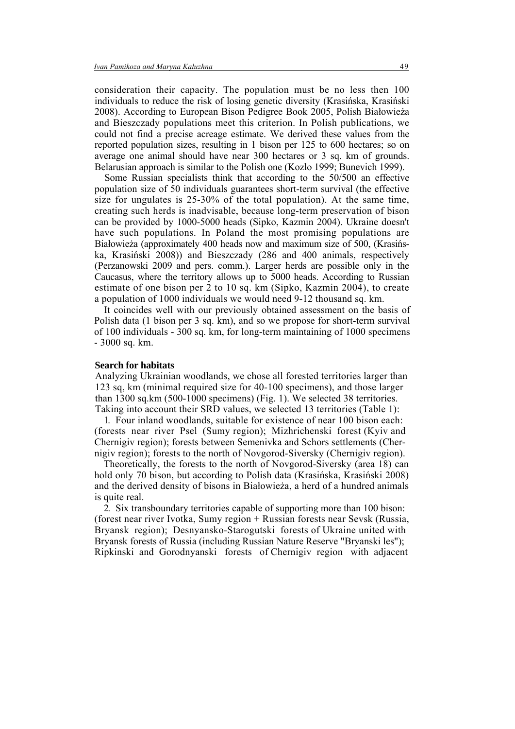consideration their capacity. The population must be no less then 100 individuals to reduce the risk of losing genetic diversity (Krasińska, Krasiński 2008). According to European Bison Pedigree Book 2005, Polish Białowieża and Bieszczady populations meet this criterion. In Polish publications, we could not find a precise acreage estimate. We derived these values from the reported population sizes, resulting in 1 bison per 125 to 600 hectares; so on average one animal should have near 300 hectares or 3 sq. km of grounds. Belarusian approach is similar to the Polish one (Kozlo 1999; Bunevich 1999).

Some Russian specialists think that according to the 50/500 an effective population size of 50 individuals guarantees short-term survival (the effective size for ungulates is 25-30% of the total population). At the same time, creating such herds is inadvisable, because long-term preservation of bison can be provided by 1000-5000 heads (Sipko, Kazmin 2004). Ukraine doesn't have such populations. In Poland the most promising populations are Białowieża (approximately 400 heads now and maximum size of 500, (Krasińska, Krasiński 2008)) and Bieszczady (286 and 400 animals, respectively (Perzanowski 2009 and pers. comm.). Larger herds are possible only in the Caucasus, where the territory allows up to 5000 heads. According to Russian estimate of one bison per 2 to 10 sq. km (Sipko, Kazmin 2004), to create a population of 1000 individuals we would need 9-12 thousand sq. km.

It coincides well with our previously obtained assessment on the basis of Polish data (1 bison per 3 sq. km), and so we propose for short-term survival of 100 individuals - 300 sq. km, for long-term maintaining of 1000 specimens - 3000 sq. km.

**Search for habitats**

Analyzing Ukrainian woodlands, we chose all forested territories larger than 123 sq, km (minimal required size for 40-100 specimens), and those larger than 1300 sq.km (500-1000 specimens) (Fig. 1). We selected 38 territories. Taking into account their SRD values, we selected 13 territories (Table 1):

1. Four inland woodlands, suitable for existence of near 100 bison each: (forests near river Psel (Sumy region); Mizhrichenski forest (Kyiv and Chernigiv region); forests between Semenivka and Schors settlements (Chernigiv region); forests to the north of Novgorod-Siversky (Chernigiv region).

Theoretically, the forests to the north of Novgorod-Siversky (area 18) can hold only 70 bison, but according to Polish data (Krasińska, Krasiński 2008) and the derived density of bisons in Białowieża, a herd of a hundred animals is quite real.

2. Six transboundary territories capable of supporting more than 100 bison: (forest near river Ivotka, Sumy region + Russian forests near Sevsk (Russia, Bryansk region); Desnyansko-Starogutski forests of Ukraine united with Bryansk forests of Russia (including Russian Nature Reserve "Bryanski les"); Ripkinski and Gorodnyanski forests of Chernigiv region with adjacent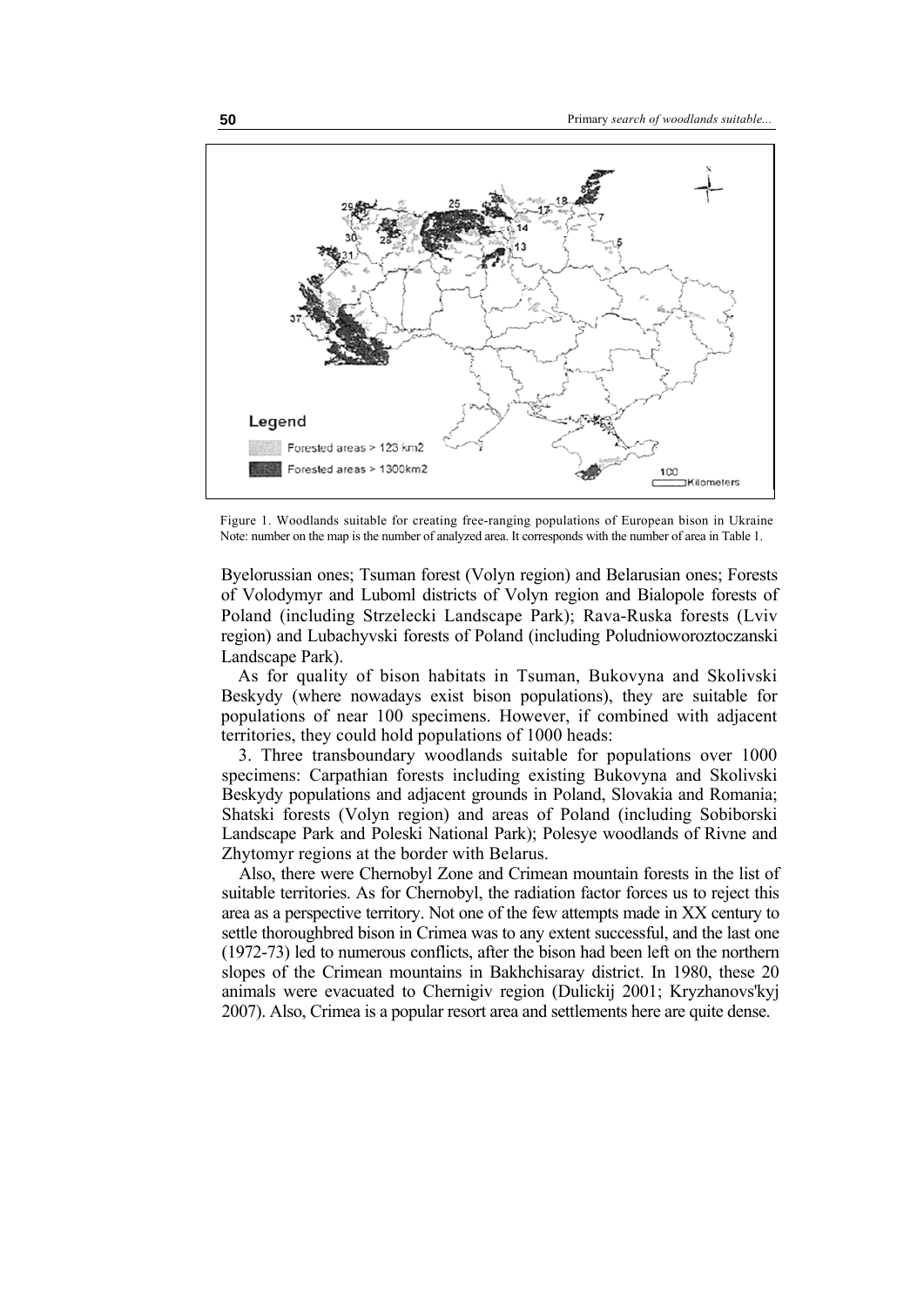Figure 1. Woodlands suitable for creating free-ranging populations of European bison in Ukraine
Note: number on the map is the number of analyzed area. It corresponds with the number of area in Table 1.

Byelorussian ones; Tsuman forest (Volyn region) and Belarusian ones; Forests of Volodymyr and Luboml districts of Volyn region and Bialopole forests of Poland (including Strzelecki Landscape Park); Rava-Ruska forests (Lviv region) and Lubachyvski forests of Poland (including Poludnioworoztoczanski Landscape Park).

As for quality of bison habitats in Tsuman, Bukovyna and Skolivski Beskydy (where nowadays exist bison populations), they are suitable for populations of near 100 specimens. However, if combined with adjacent territories, they could hold populations of 1000 heads:

3. Three transboundary woodlands suitable for populations over 1000 specimens: Carpathian forests including existing Bukovyna and Skolivski Beskydy populations and adjacent grounds in Poland, Slovakia and Romania; Shatski forests (Volyn region) and areas of Poland (including Sobiborski Landscape Park and Poleski National Park); Polesye woodlands of Rivne and Zhytomyr regions at the border with Belarus.

Also, there were Chernobyl Zone and Crimean mountain forests in the list of suitable territories. As for Chernobyl, the radiation factor forces us to reject this area as a perspective territory. Not one of the few attempts made in XX century to settle thoroughbred bison in Crimea was to any extent successful, and the last one (1972-73) led to numerous conflicts, after the bison had been left on the northern slopes of the Crimean mountains in Bakhchisaray district. In 1980, these 20 animals were evacuated to Chernigiv region (Dulickij 2001; Kryzhanovs'kyj 2007). Also, Crimea is a popular resort area and settlements here are quite dense.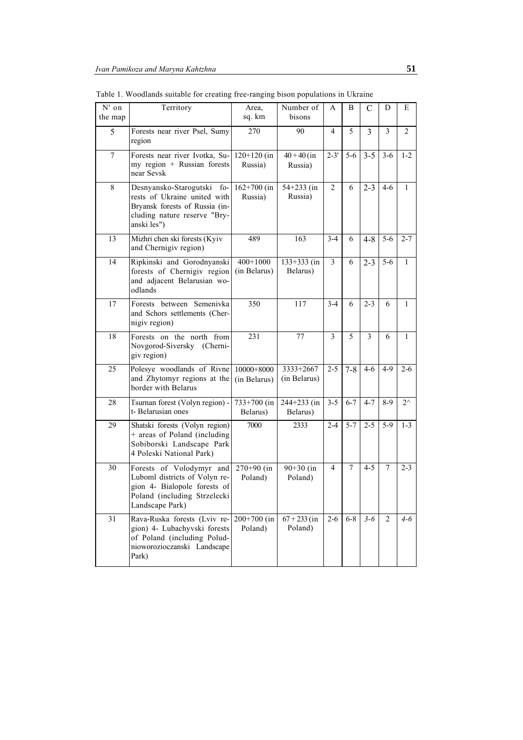Table 1. Woodlands suitable for creating free-ranging bison populations in Ukraine

| N' on the map | Territory | Area, sq. km | Number of bisons | A | B | C | D | E |
|---|---|---|---|---|---|---|---|---|
| 5 | Forests near river Psel, Sumy region | 270 | 90 | 4 | 5 | 3 | 3 | 2 |
| 7 | Forests near river Ivotka, Sumy region + Russian forests near Sevsk | 120+120 (in Russia) | 40 + 40 (in Russia) | 2-3' | 5-6 | 3-5 | 3-6 | 1-2 |
| 8 | Desnyansko-Starogutski forests of Ukraine united with Bryansk forests of Russia (including nature reserve "Bryanski les") | 162+700 (in Russia) | 54+233 (in Russia) | 2 | 6 | 2-3 | 4-6 | 1 |
| 13 | Mizhri chen ski forests (Kyiv and Chernigiv region) | 489 | 163 | 3-4 | 6 | 4-8 | 5-6 | 2-7 |
| 14 | Ripkinski and Gorodnyanski forests of Chernigiv region and adjacent Belarusian woodlands | 400+1000 (in Belarus) | 133+333 (in Belarus) | 3 | 6 | 2-3 | 5-6 | 1 |
| 17 | Forests between Semenivka and Schors settlements (Chernigiv region) | 350 | 117 | 3-4 | 6 | 2-3 | 6 | 1 |
| 18 | Forests on the north from Novgorod-Siversky (Chernigiv region) | 231 | 77 | 3 | 5 | 3 | 6 | 1 |
| 25 | Polesye woodlands of Rivne and Zhytomyr regions at the border with Belarus | 10000+8000 (in Belarus) | 3333+2667 (in Belarus) | 2-5 | 7-8 | 4-6 | 4-9 | 2-6 |
| 28 | Tsurnan forest (Volyn region) - t- Belarusian ones | 733+700 (in Belarus) | 244+233 (in Belarus) | 3-5 | 6-7 | 4-7 | 8-9 | 2^ |
| 29 | Shatski forests (Volyn region) + areas of Poland (including Sobiborski Landscape Park 4 Poleski National Park) | 7000 | 2333 | 2-4 | 5-7 | 2-5 | 5-9 | 1-3 |
| 30 | Forests of Volodymyr and Luboml districts of Volyn region 4- Bialopole forests of Poland (including Strzelecki Landscape Park) | 270+90 (in Poland) | 90+30 (in Poland) | 4 | 7 | 4-5 | 7 | 2-3 |
| 31 | Rava-Ruska forests (Lviv region) 4- Lubachyvski forests of Poland (including Poludnioworozioczanski Landscape Park) | 200+700 (in Poland) | 67 + 233 (in Poland) | 2-6 | 6-8 | *3-6* | 2 | *4-6* |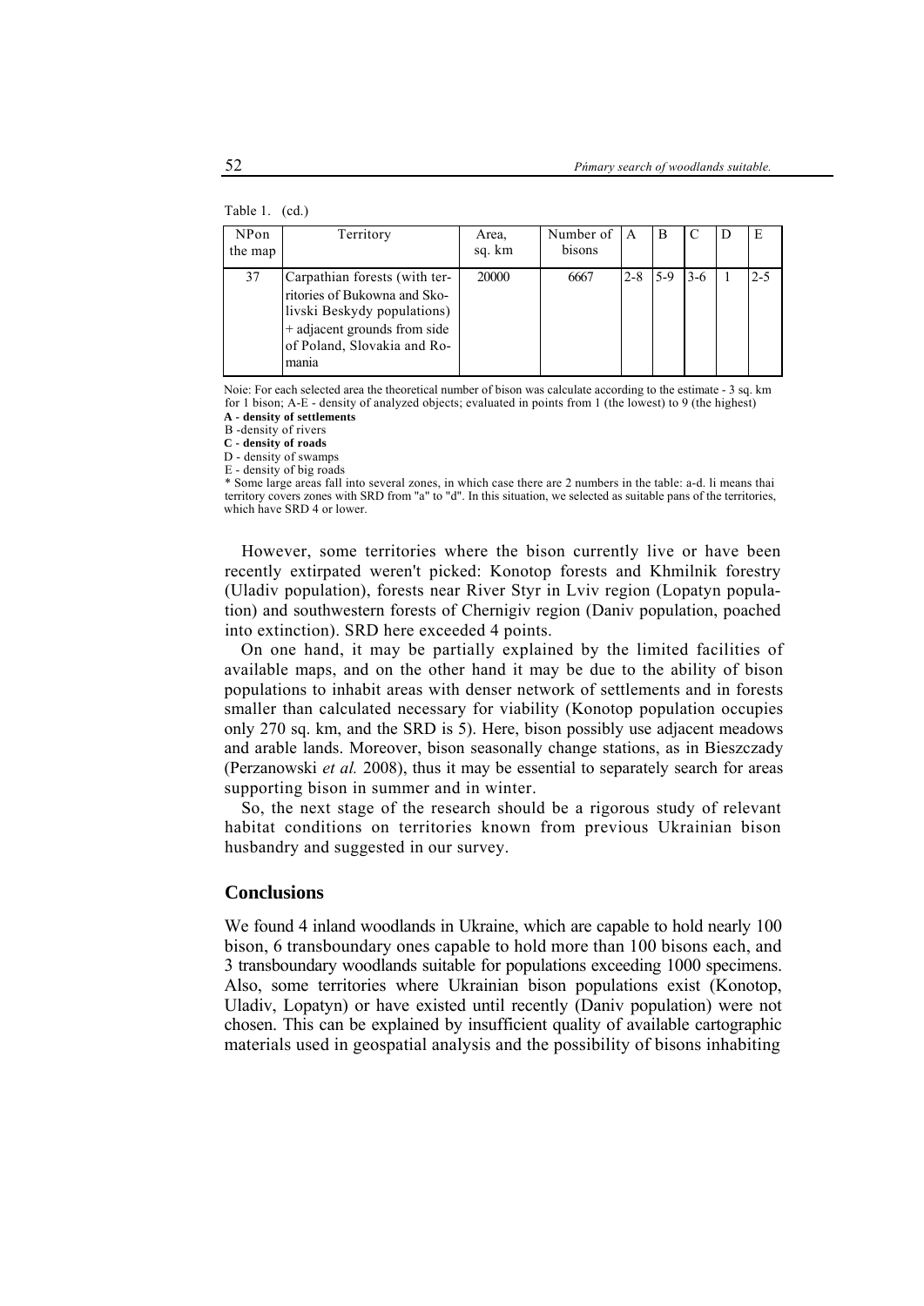Table 1. (cd.)

| NPon the map | Territory | Area, sq. km | Number of bisons | A | B | C | D | E |
|---|---|---|---|---|---|---|---|---|
| 37 | Carpathian forests (with territories of Bukowna and Skolivski Beskydy populations) + adjacent grounds from side of Poland, Slovakia and Romania | 20000 | 6667 | 2-8 | 5-9 | 3-6 | 1 | 2-5 |

Noie: For each selected area the theoretical number of bison was calculate according to the estimate - 3 sq. km for 1 bison; A-E - density of analyzed objects; evaluated in points from 1 (the lowest) to 9 (the highest)
**A - density of settlements**
B -density of rivers
**C - density of roads**
D - density of swamps
E - density of big roads
* Some large areas fall into several zones, in which case there are 2 numbers in the table: a-d. li means thai territory covers zones with SRD from "a" to "d". In this situation, we selected as suitable pans of the territories, which have SRD 4 or lower.

However, some territories where the bison currently live or have been recently extirpated weren't picked: Konotop forests and Khmilnik forestry (Uladiv population), forests near River Styr in Lviv region (Lopatyn population) and southwestern forests of Chernigiv region (Daniv population, poached into extinction). SRD here exceeded 4 points.

On one hand, it may be partially explained by the limited facilities of available maps, and on the other hand it may be due to the ability of bison populations to inhabit areas with denser network of settlements and in forests smaller than calculated necessary for viability (Konotop population occupies only 270 sq. km, and the SRD is 5). Here, bison possibly use adjacent meadows and arable lands. Moreover, bison seasonally change stations, as in Bieszczady (Perzanowski *et al.* 2008), thus it may be essential to separately search for areas supporting bison in summer and in winter.

So, the next stage of the research should be a rigorous study of relevant habitat conditions on territories known from previous Ukrainian bison husbandry and suggested in our survey.

## Conclusions

We found 4 inland woodlands in Ukraine, which are capable to hold nearly 100 bison, 6 transboundary ones capable to hold more than 100 bisons each, and 3 transboundary woodlands suitable for populations exceeding 1000 specimens. Also, some territories where Ukrainian bison populations exist (Konotop, Uladiv, Lopatyn) or have existed until recently (Daniv population) were not chosen. This can be explained by insufficient quality of available cartographic materials used in geospatial analysis and the possibility of bisons inhabiting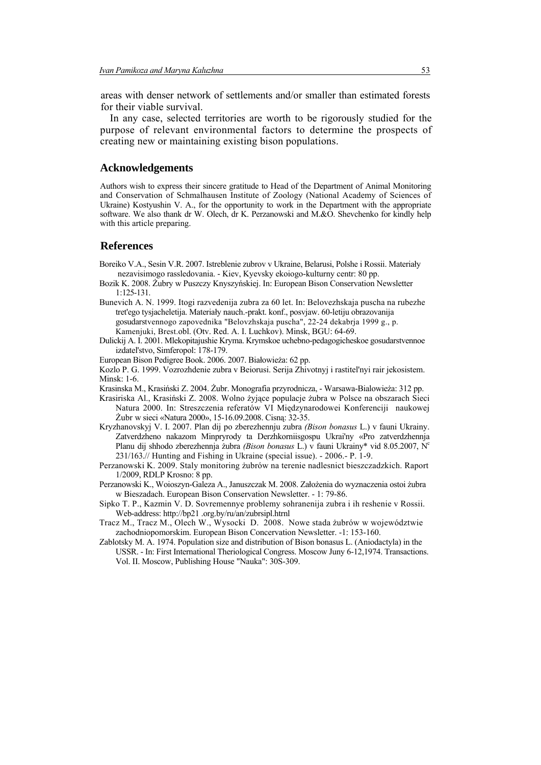areas with denser network of settlements and/or smaller than estimated forests for their viable survival.

In any case, selected territories are worth to be rigorously studied for the purpose of relevant environmental factors to determine the prospects of creating new or maintaining existing bison populations.

## Acknowledgements

Authors wish to express their sincere gratitude to Head of the Department of Animal Monitoring and Conservation of Schmalhausen Institute of Zoology (National Academy of Sciences of Ukraine) Kostyushin V. A., for the opportunity to work in the Department with the appropriate software. We also thank dr W. Olech, dr K. Perzanowski and M.&O. Shevchenko for kindly help with this article preparing.

## References

Boreiko V.A., Sesin V.R. 2007. Istreblenie zubrov v Ukraine, Belarusi, Polshe i Rossii. Materiały nezavisimogo rassledovania. - Kiev, Kyevsky ekoiogo-kulturny centr: 80 pp.

Bozik K. 2008. Żubry w Puszczy Knyszyńskiej. In: European Bison Conservation Newsletter 1:125-131.

Bunevich A. N. 1999. Itogi razvedenija zubra za 60 let. In: Belovezhskaja puscha na rubezhe tret'ego tysjacheletija. Materiały nauch.-prakt. konf., posvjaw. 60-letiju obrazovanija gosudarstvennogo zapovednika "Belovzhskaja puscha", 22-24 dekabrja 1999 g., p. Kamenjuki, Brest.obl. (Otv. Red. A. I. Luchkov). Minsk, BGU: 64-69.

Dulickij A. I. 2001. Mlekopitajushie Kryma. Krymskoe uchebno-pedagogicheskoe gosudarstvennoe izdatel'stvo, Simferopol: 178-179.

European Bison Pedigree Book. 2006. 2007. Białowieża: 62 pp.

Kozlo P. G. 1999. Vozrozhdenie zubra v Beiorusi. Serija Zhivotnyj i rastitel'nyi rair jekosistem. Minsk: 1-6.

Krasinska M., Krasiński Z. 2004. Żubr. Monografia przyrodnicza, - Warsawa-Bialowieża: 312 pp.

Krasiriska Al., Krasiński Z. 2008. Wolno żyjące populacje żubra w Polsce na obszarach Sieci Natura 2000. In: Streszczenia referatów VI Międzynarodowei Konferenciji naukowej Żubr w sieci «Natura 2000», 15-16.09.2008. Cisną: 32-35.

Kryzhanovskyj V. I. 2007. Plan dij po zberezhennju zubra *(Bison bonasus* L.) v fauni Ukrainy. Zatverdzheno nakazom Minpryrody ta Derzhkorniisgospu Ukrai'ny «Pro zatverdzhennja Planu dij shhodo zberezhennja żubra *(Bison bonasus* L.) v fauni Ukrainy* vid 8.05.2007, N[c] 231/163.// Hunting and Fishing in Ukraine (special issue). - 2006.- P. 1-9.

Perzanowski K. 2009. Staly monitoring żubrów na terenie nadlesnict bieszczadzkich. Raport 1/2009, RDLP Krosno: 8 pp.

Perzanowski K., Woioszyn-Galeza A., Januszczak M. 2008. Założenia do wyznaczenia ostoi żubra w Bieszadach. European Bison Conservation Newsletter. - 1: 79-86.

Sipko T. P., Kazmin V. D. Sovremennye problemy sohranenija zubra i ih reshenie v Rossii. Web-address: http://bp21 .org.by/ru/an/zubrsipl.htrnl

Tracz M., Tracz M., Olech W., Wysocki D. 2008. Nowe stada żubrów w województwie zachodniopomorskim. European Bison Concervation Newsletter. -1: 153-160.

Zablotsky M. A. 1974. Population size and distribution of Bison bonasus L. (Aniodactyla) in the USSR. - In: First International Theriological Congress. Moscow Juny 6-12,1974. Transactions. Vol. II. Moscow, Publishing House "Nauka": 30S-309.